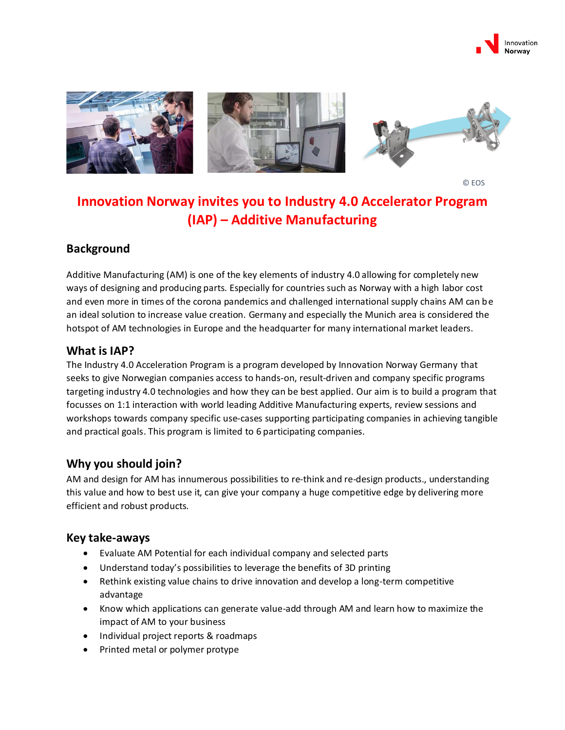© EOS

# Innovation Norway invites you to Industry 4.0 Accelerator Program (IAP) – Additive Manufacturing

## Background

Additive Manufacturing (AM) is one of the key elements of industry 4.0 allowing for completely new ways of designing and producing parts. Especially for countries such as Norway with a high labor cost and even more in times of the corona pandemics and challenged international supply chains AM can be an ideal solution to increase value creation. Germany and especially the Munich area is considered the hotspot of AM technologies in Europe and the headquarter for many international market leaders.

## What is IAP?

The Industry 4.0 Acceleration Program is a program developed by Innovation Norway Germany that seeks to give Norwegian companies access to hands-on, result-driven and company specific programs targeting industry 4.0 technologies and how they can be best applied. Our aim is to build a program that focusses on 1:1 interaction with world leading Additive Manufacturing experts, review sessions and workshops towards company specific use-cases supporting participating companies in achieving tangible and practical goals. This program is limited to 6 participating companies.

## Why you should join?

AM and design for AM has innumerous possibilities to re-think and re-design products., understanding this value and how to best use it, can give your company a huge competitive edge by delivering more efficient and robust products.

## Key take-aways

- Evaluate AM Potential for each individual company and selected parts
- Understand today's possibilities to leverage the benefits of 3D printing
- Rethink existing value chains to drive innovation and develop a long-term competitive advantage
- Know which applications can generate value-add through AM and learn how to maximize the impact of AM to your business
- Individual project reports & roadmaps
- Printed metal or polymer protype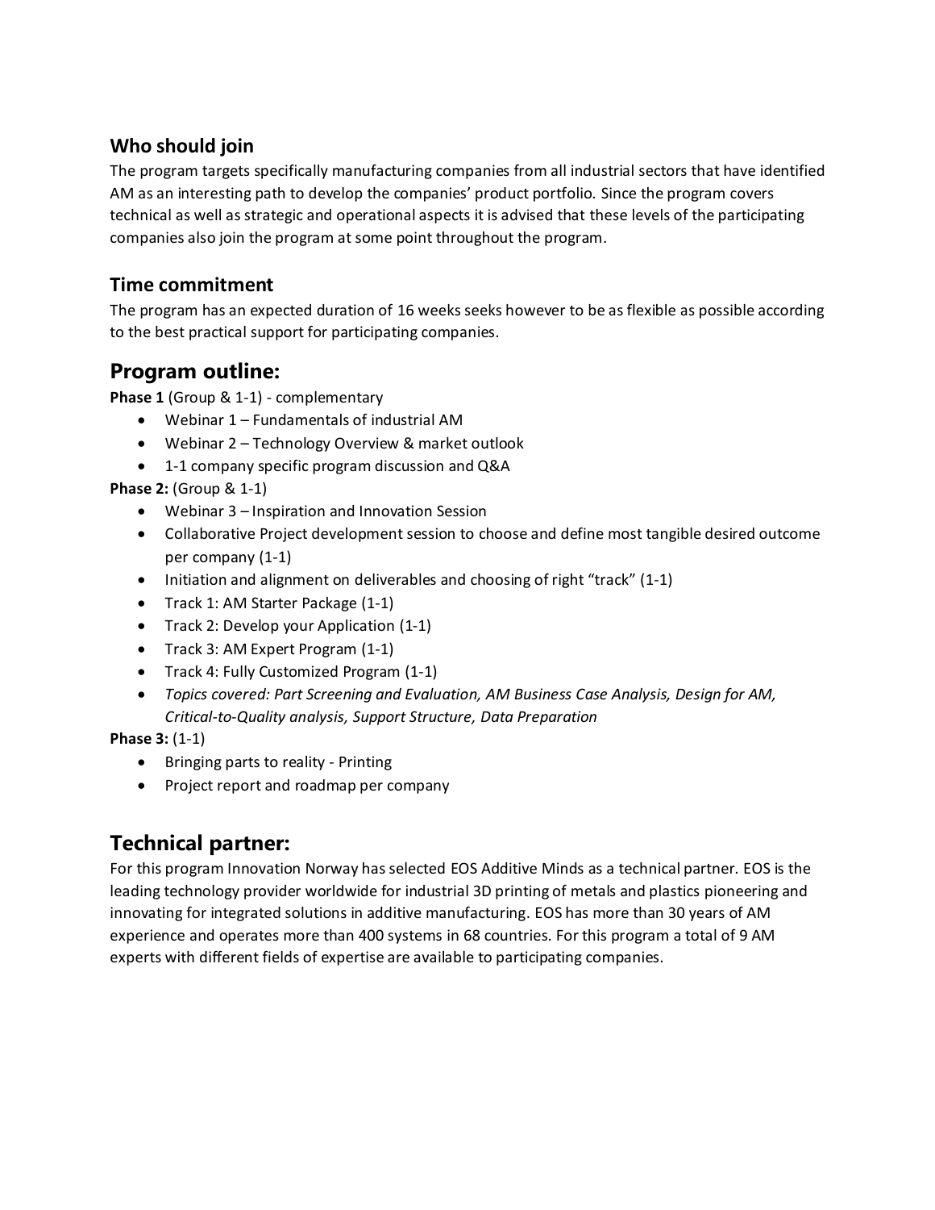### Who should join

The program targets specifically manufacturing companies from all industrial sectors that have identified AM as an interesting path to develop the companies' product portfolio. Since the program covers technical as well as strategic and operational aspects it is advised that these levels of the participating companies also join the program at some point throughout the program.

### Time commitment

The program has an expected duration of 16 weeks seeks however to be as flexible as possible according to the best practical support for participating companies.

## Program outline:

**Phase 1** (Group & 1-1) - complementary

- Webinar 1 – Fundamentals of industrial AM
- Webinar 2 – Technology Overview & market outlook
- 1-1 company specific program discussion and Q&A

**Phase 2:** (Group & 1-1)

- Webinar 3 – Inspiration and Innovation Session
- Collaborative Project development session to choose and define most tangible desired outcome per company (1-1)
- Initiation and alignment on deliverables and choosing of right "track" (1-1)
- Track 1: AM Starter Package (1-1)
- Track 2: Develop your Application (1-1)
- Track 3: AM Expert Program (1-1)
- Track 4: Fully Customized Program (1-1)
- *Topics covered: Part Screening and Evaluation, AM Business Case Analysis, Design for AM, Critical-to-Quality analysis, Support Structure, Data Preparation*

**Phase 3:** (1-1)

- Bringing parts to reality - Printing
- Project report and roadmap per company

## Technical partner:

For this program Innovation Norway has selected EOS Additive Minds as a technical partner. EOS is the leading technology provider worldwide for industrial 3D printing of metals and plastics pioneering and innovating for integrated solutions in additive manufacturing. EOS has more than 30 years of AM experience and operates more than 400 systems in 68 countries. For this program a total of 9 AM experts with different fields of expertise are available to participating companies.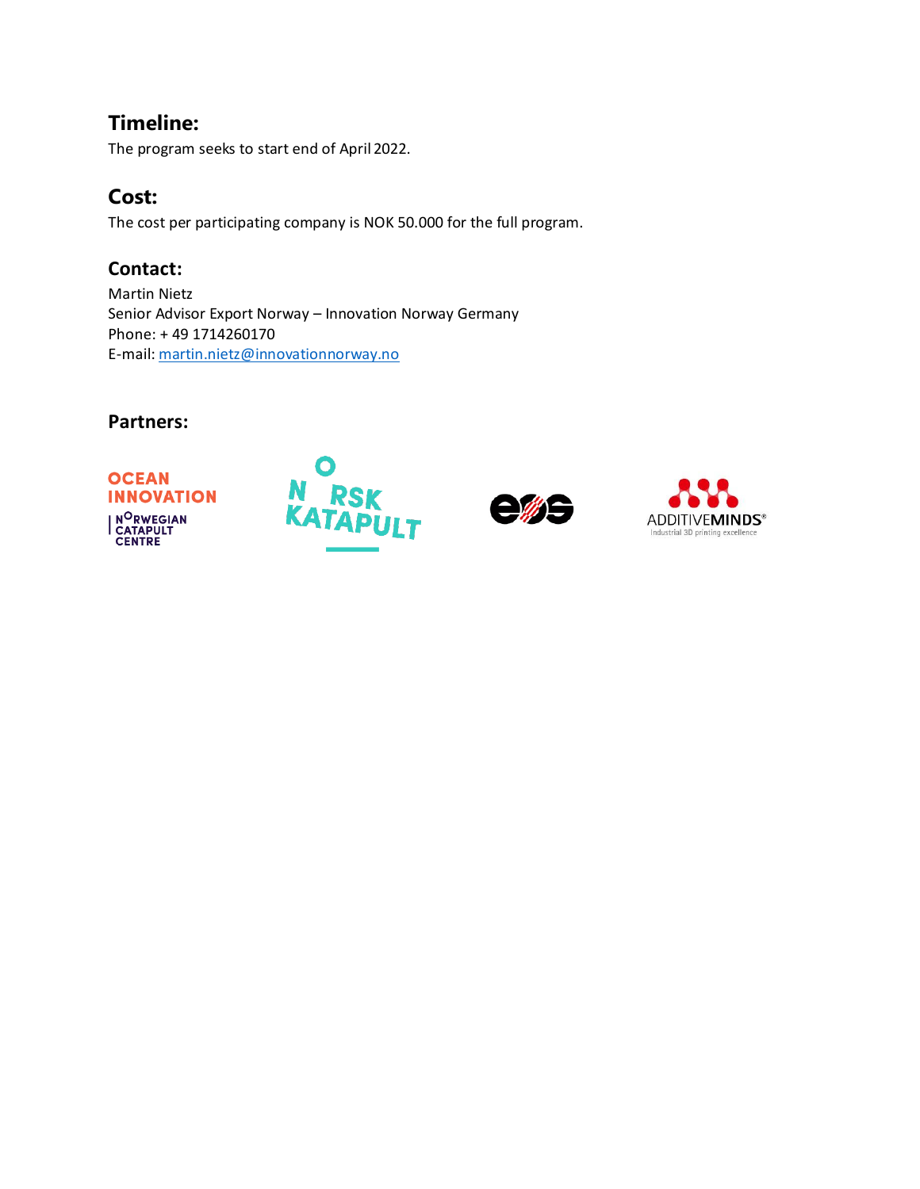## Timeline:

The program seeks to start end of April 2022.

## Cost:

The cost per participating company is NOK 50.000 for the full program.

## Contact:

Martin Nietz
Senior Advisor Export Norway – Innovation Norway Germany
Phone: + 49 1714260170
E-mail: martin.nietz@innovationnorway.no

## Partners:

OCEAN INNOVATION
NORWEGIAN CATAPULT CENTRE

NORSK KATAPULT

eos

ADDITIVEMINDS®
Industrial 3D printing excellence